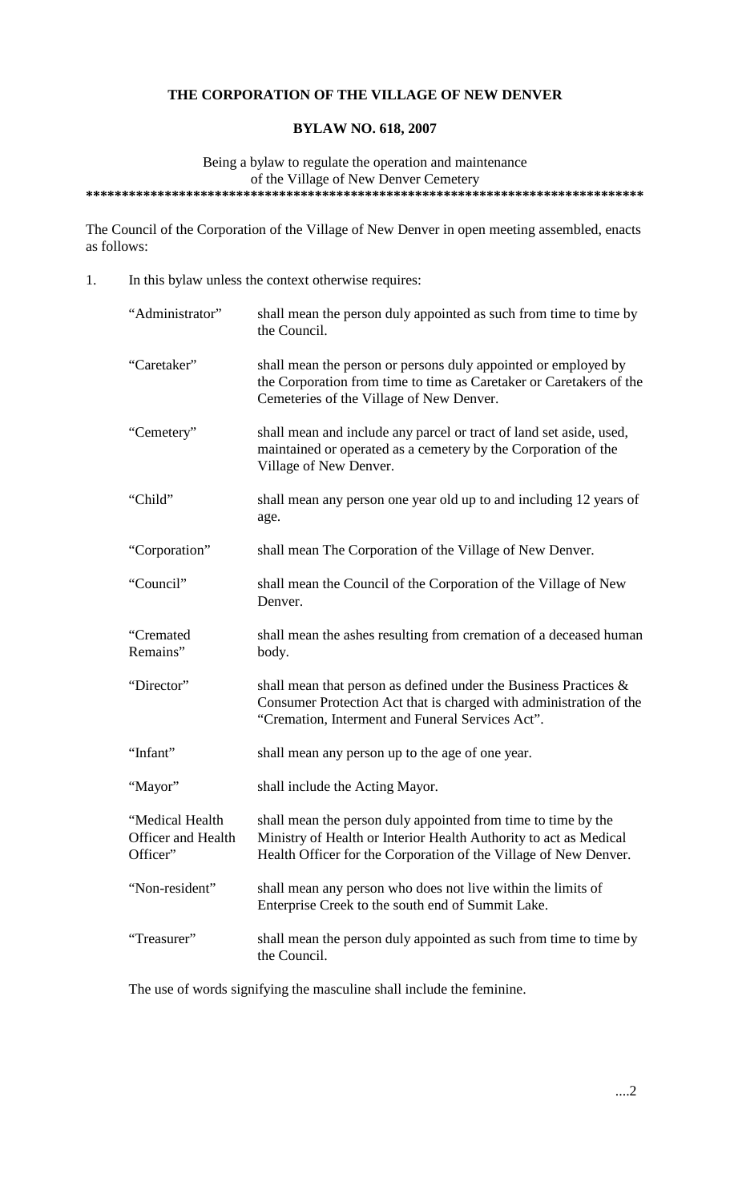**THE CORPORATION OF THE VILLAGE OF NEW DENVER**

**BYLAW NO. 618, 2007**

Being a bylaw to regulate the operation and maintenance of the Village of New Denver Cemetery

*******************************************************************************

The Council of the Corporation of the Village of New Denver in open meeting assembled, enacts as follows:

1. In this bylaw unless the context otherwise requires:

| | |
|---|---|
| "Administrator" | shall mean the person duly appointed as such from time to time by the Council. |
| "Caretaker" | shall mean the person or persons duly appointed or employed by the Corporation from time to time as Caretaker or Caretakers of the Cemeteries of the Village of New Denver. |
| "Cemetery" | shall mean and include any parcel or tract of land set aside, used, maintained or operated as a cemetery by the Corporation of the Village of New Denver. |
| "Child" | shall mean any person one year old up to and including 12 years of age. |
| "Corporation" | shall mean The Corporation of the Village of New Denver. |
| "Council" | shall mean the Council of the Corporation of the Village of New Denver. |
| "Cremated Remains" | shall mean the ashes resulting from cremation of a deceased human body. |
| "Director" | shall mean that person as defined under the Business Practices & Consumer Protection Act that is charged with administration of the "Cremation, Interment and Funeral Services Act". |
| "Infant" | shall mean any person up to the age of one year. |
| "Mayor" | shall include the Acting Mayor. |
| "Medical Health Officer and Health Officer" | shall mean the person duly appointed from time to time by the Ministry of Health or Interior Health Authority to act as Medical Health Officer for the Corporation of the Village of New Denver. |
| "Non-resident" | shall mean any person who does not live within the limits of Enterprise Creek to the south end of Summit Lake. |
| "Treasurer" | shall mean the person duly appointed as such from time to time by the Council. |

The use of words signifying the masculine shall include the feminine.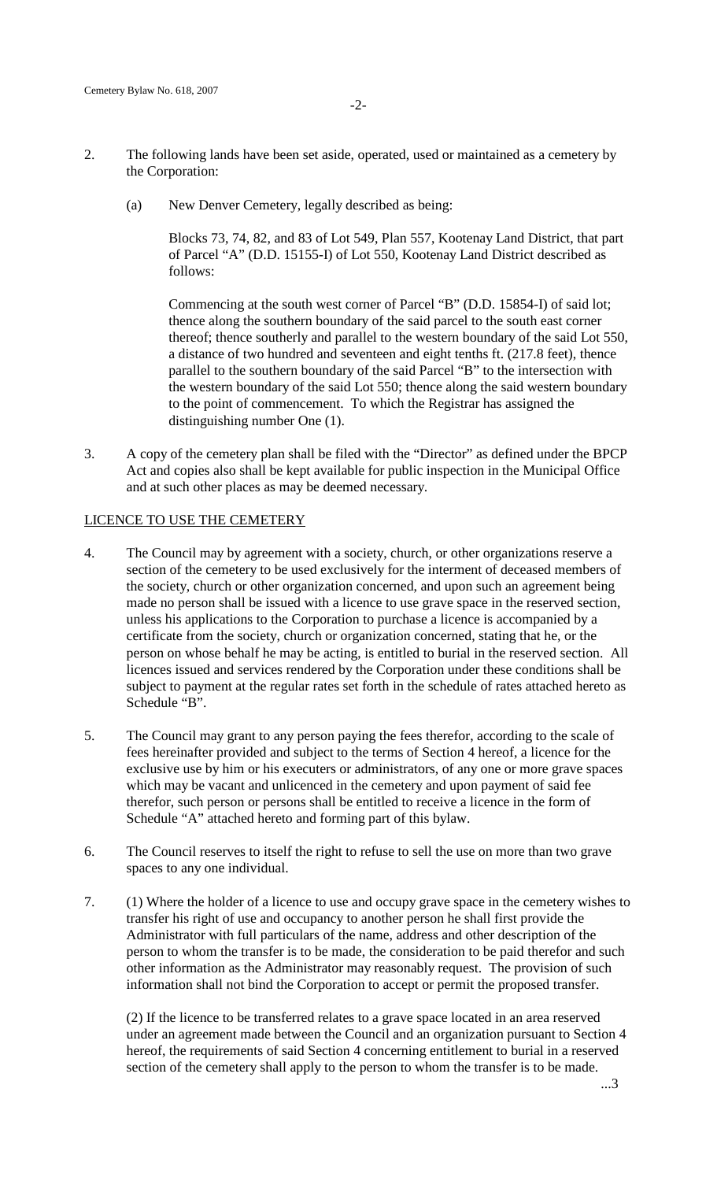2. The following lands have been set aside, operated, used or maintained as a cemetery by the Corporation:

   (a) New Denver Cemetery, legally described as being:

   Blocks 73, 74, 82, and 83 of Lot 549, Plan 557, Kootenay Land District, that part of Parcel "A" (D.D. 15155-I) of Lot 550, Kootenay Land District described as follows:

   Commencing at the south west corner of Parcel "B" (D.D. 15854-I) of said lot; thence along the southern boundary of the said parcel to the south east corner thereof; thence southerly and parallel to the western boundary of the said Lot 550, a distance of two hundred and seventeen and eight tenths ft. (217.8 feet), thence parallel to the southern boundary of the said Parcel "B" to the intersection with the western boundary of the said Lot 550; thence along the said western boundary to the point of commencement. To which the Registrar has assigned the distinguishing number One (1).

3. A copy of the cemetery plan shall be filed with the "Director" as defined under the BPCP Act and copies also shall be kept available for public inspection in the Municipal Office and at such other places as may be deemed necessary.

## LICENCE TO USE THE CEMETERY

4. The Council may by agreement with a society, church, or other organizations reserve a section of the cemetery to be used exclusively for the interment of deceased members of the society, church or other organization concerned, and upon such an agreement being made no person shall be issued with a licence to use grave space in the reserved section, unless his applications to the Corporation to purchase a licence is accompanied by a certificate from the society, church or organization concerned, stating that he, or the person on whose behalf he may be acting, is entitled to burial in the reserved section. All licences issued and services rendered by the Corporation under these conditions shall be subject to payment at the regular rates set forth in the schedule of rates attached hereto as Schedule "B".

5. The Council may grant to any person paying the fees therefor, according to the scale of fees hereinafter provided and subject to the terms of Section 4 hereof, a licence for the exclusive use by him or his executers or administrators, of any one or more grave spaces which may be vacant and unlicenced in the cemetery and upon payment of said fee therefor, such person or persons shall be entitled to receive a licence in the form of Schedule "A" attached hereto and forming part of this bylaw.

6. The Council reserves to itself the right to refuse to sell the use on more than two grave spaces to any one individual.

7. (1) Where the holder of a licence to use and occupy grave space in the cemetery wishes to transfer his right of use and occupancy to another person he shall first provide the Administrator with full particulars of the name, address and other description of the person to whom the transfer is to be made, the consideration to be paid therefor and such other information as the Administrator may reasonably request. The provision of such information shall not bind the Corporation to accept or permit the proposed transfer.

   (2) If the licence to be transferred relates to a grave space located in an area reserved under an agreement made between the Council and an organization pursuant to Section 4 hereof, the requirements of said Section 4 concerning entitlement to burial in a reserved section of the cemetery shall apply to the person to whom the transfer is to be made.

...3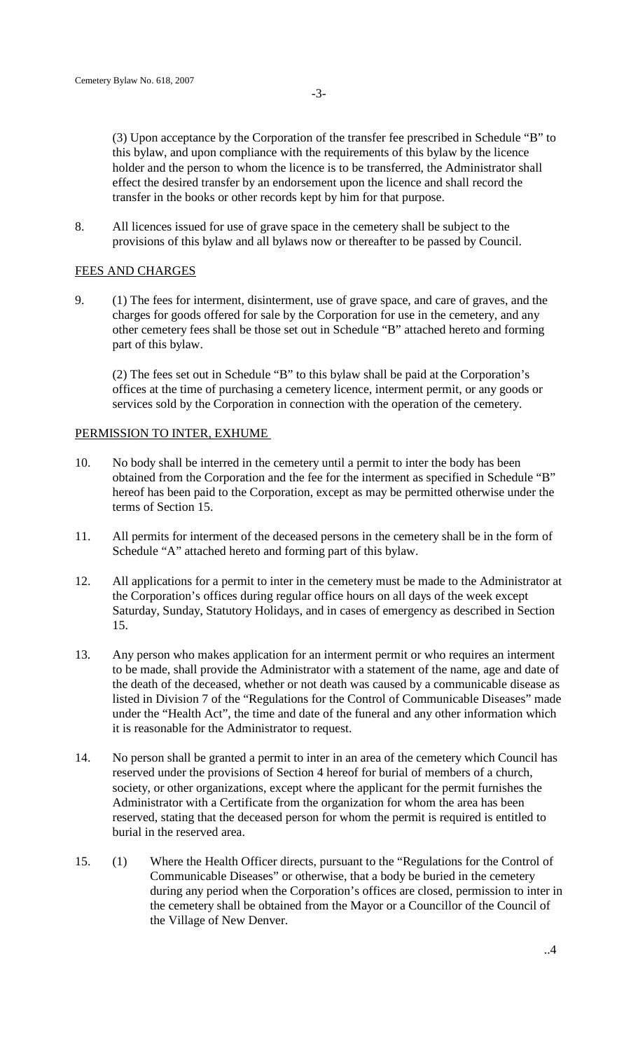(3) Upon acceptance by the Corporation of the transfer fee prescribed in Schedule "B" to this bylaw, and upon compliance with the requirements of this bylaw by the licence holder and the person to whom the licence is to be transferred, the Administrator shall effect the desired transfer by an endorsement upon the licence and shall record the transfer in the books or other records kept by him for that purpose.

8. All licences issued for use of grave space in the cemetery shall be subject to the provisions of this bylaw and all bylaws now or thereafter to be passed by Council.

## FEES AND CHARGES

9. (1) The fees for interment, disinterment, use of grave space, and care of graves, and the charges for goods offered for sale by the Corporation for use in the cemetery, and any other cemetery fees shall be those set out in Schedule "B" attached hereto and forming part of this bylaw.

   (2) The fees set out in Schedule "B" to this bylaw shall be paid at the Corporation's offices at the time of purchasing a cemetery licence, interment permit, or any goods or services sold by the Corporation in connection with the operation of the cemetery.

## PERMISSION TO INTER, EXHUME

10. No body shall be interred in the cemetery until a permit to inter the body has been obtained from the Corporation and the fee for the interment as specified in Schedule "B" hereof has been paid to the Corporation, except as may be permitted otherwise under the terms of Section 15.

11. All permits for interment of the deceased persons in the cemetery shall be in the form of Schedule "A" attached hereto and forming part of this bylaw.

12. All applications for a permit to inter in the cemetery must be made to the Administrator at the Corporation's offices during regular office hours on all days of the week except Saturday, Sunday, Statutory Holidays, and in cases of emergency as described in Section 15.

13. Any person who makes application for an interment permit or who requires an interment to be made, shall provide the Administrator with a statement of the name, age and date of the death of the deceased, whether or not death was caused by a communicable disease as listed in Division 7 of the "Regulations for the Control of Communicable Diseases" made under the "Health Act", the time and date of the funeral and any other information which it is reasonable for the Administrator to request.

14. No person shall be granted a permit to inter in an area of the cemetery which Council has reserved under the provisions of Section 4 hereof for burial of members of a church, society, or other organizations, except where the applicant for the permit furnishes the Administrator with a Certificate from the organization for whom the area has been reserved, stating that the deceased person for whom the permit is required is entitled to burial in the reserved area.

15. (1) Where the Health Officer directs, pursuant to the "Regulations for the Control of Communicable Diseases" or otherwise, that a body be buried in the cemetery during any period when the Corporation's offices are closed, permission to inter in the cemetery shall be obtained from the Mayor or a Councillor of the Council of the Village of New Denver.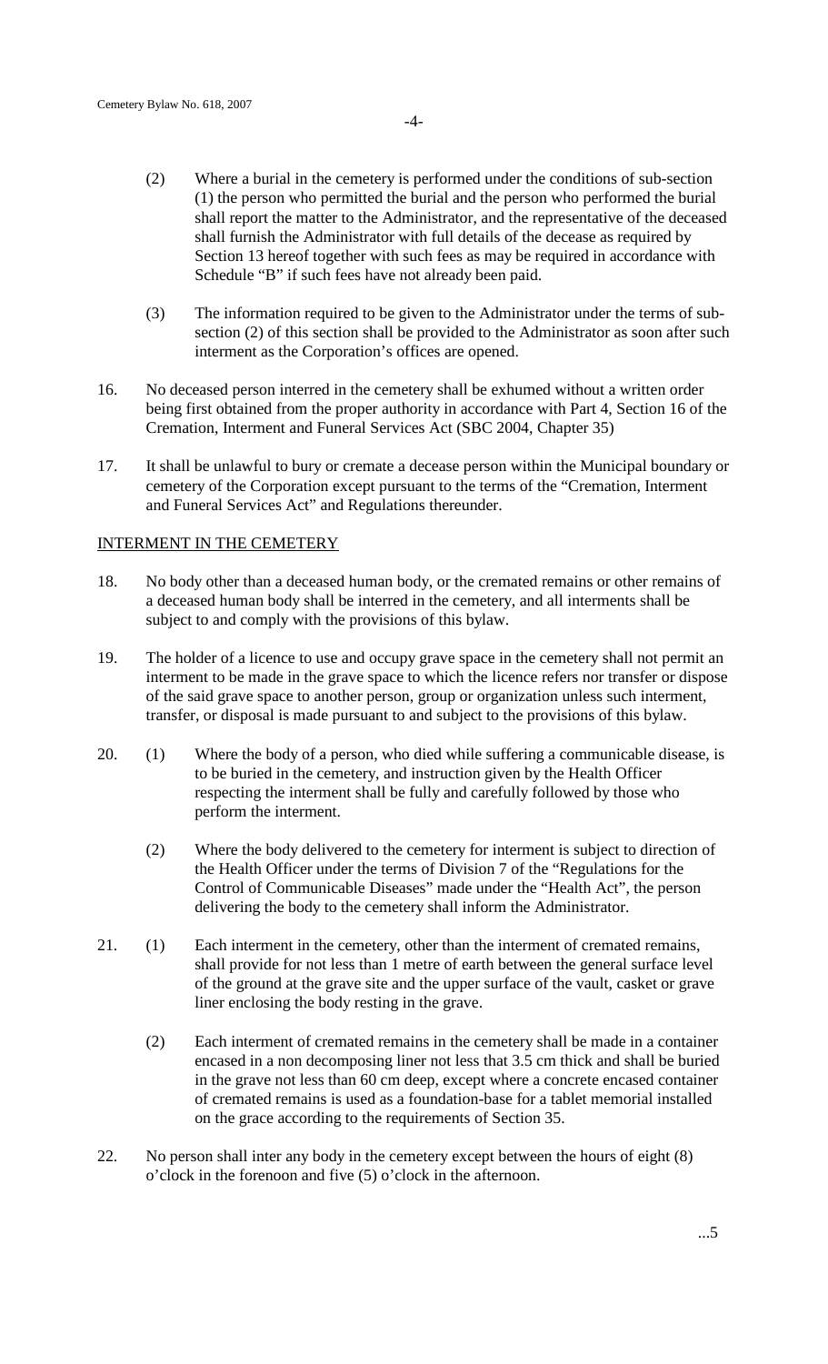(2) Where a burial in the cemetery is performed under the conditions of sub-section (1) the person who permitted the burial and the person who performed the burial shall report the matter to the Administrator, and the representative of the deceased shall furnish the Administrator with full details of the decease as required by Section 13 hereof together with such fees as may be required in accordance with Schedule "B" if such fees have not already been paid.

(3) The information required to be given to the Administrator under the terms of sub-section (2) of this section shall be provided to the Administrator as soon after such interment as the Corporation's offices are opened.

16. No deceased person interred in the cemetery shall be exhumed without a written order being first obtained from the proper authority in accordance with Part 4, Section 16 of the Cremation, Interment and Funeral Services Act (SBC 2004, Chapter 35)

17. It shall be unlawful to bury or cremate a decease person within the Municipal boundary or cemetery of the Corporation except pursuant to the terms of the "Cremation, Interment and Funeral Services Act" and Regulations thereunder.

## INTERMENT IN THE CEMETERY

18. No body other than a deceased human body, or the cremated remains or other remains of a deceased human body shall be interred in the cemetery, and all interments shall be subject to and comply with the provisions of this bylaw.

19. The holder of a licence to use and occupy grave space in the cemetery shall not permit an interment to be made in the grave space to which the licence refers nor transfer or dispose of the said grave space to another person, group or organization unless such interment, transfer, or disposal is made pursuant to and subject to the provisions of this bylaw.

20. (1) Where the body of a person, who died while suffering a communicable disease, is to be buried in the cemetery, and instruction given by the Health Officer respecting the interment shall be fully and carefully followed by those who perform the interment.

(2) Where the body delivered to the cemetery for interment is subject to direction of the Health Officer under the terms of Division 7 of the "Regulations for the Control of Communicable Diseases" made under the "Health Act", the person delivering the body to the cemetery shall inform the Administrator.

21. (1) Each interment in the cemetery, other than the interment of cremated remains, shall provide for not less than 1 metre of earth between the general surface level of the ground at the grave site and the upper surface of the vault, casket or grave liner enclosing the body resting in the grave.

(2) Each interment of cremated remains in the cemetery shall be made in a container encased in a non decomposing liner not less that 3.5 cm thick and shall be buried in the grave not less than 60 cm deep, except where a concrete encased container of cremated remains is used as a foundation-base for a tablet memorial installed on the grace according to the requirements of Section 35.

22. No person shall inter any body in the cemetery except between the hours of eight (8) o'clock in the forenoon and five (5) o'clock in the afternoon.

...5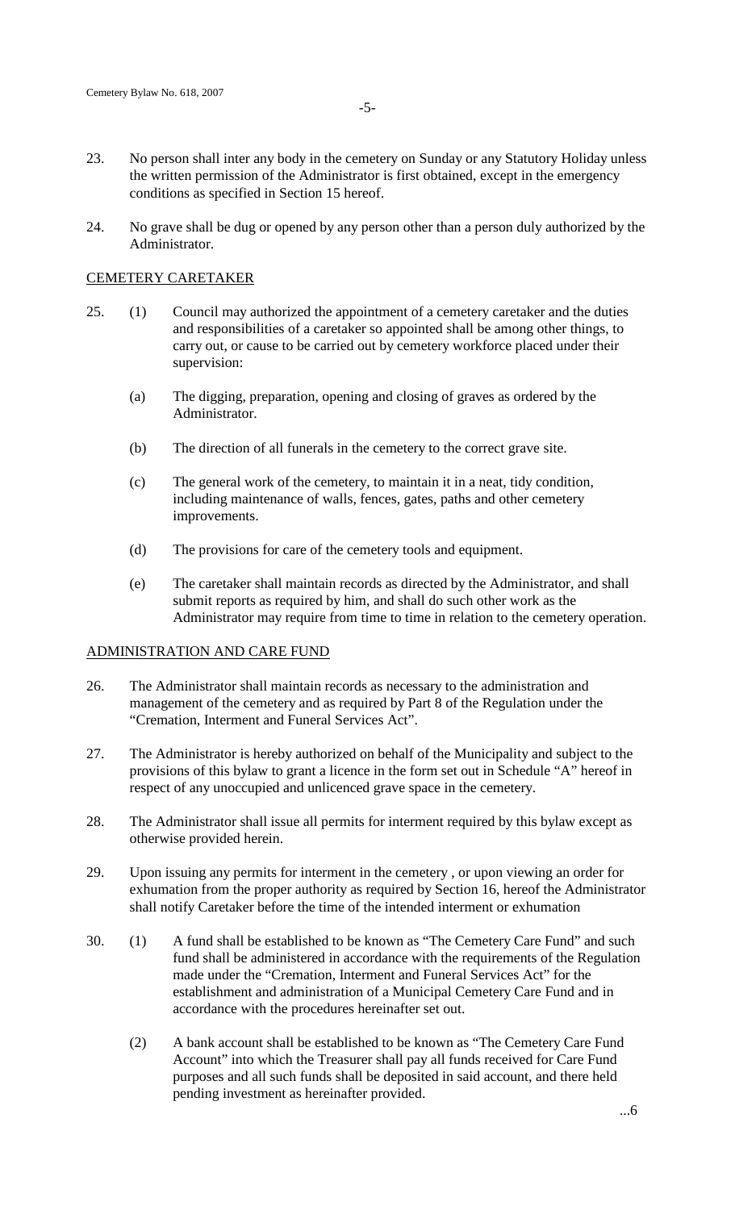23. No person shall inter any body in the cemetery on Sunday or any Statutory Holiday unless the written permission of the Administrator is first obtained, except in the emergency conditions as specified in Section 15 hereof.

24. No grave shall be dug or opened by any person other than a person duly authorized by the Administrator.

## CEMETERY CARETAKER

25. (1) Council may authorized the appointment of a cemetery caretaker and the duties and responsibilities of a caretaker so appointed shall be among other things, to carry out, or cause to be carried out by cemetery workforce placed under their supervision:

    (a) The digging, preparation, opening and closing of graves as ordered by the Administrator.

    (b) The direction of all funerals in the cemetery to the correct grave site.

    (c) The general work of the cemetery, to maintain it in a neat, tidy condition, including maintenance of walls, fences, gates, paths and other cemetery improvements.

    (d) The provisions for care of the cemetery tools and equipment.

    (e) The caretaker shall maintain records as directed by the Administrator, and shall submit reports as required by him, and shall do such other work as the Administrator may require from time to time in relation to the cemetery operation.

## ADMINISTRATION AND CARE FUND

26. The Administrator shall maintain records as necessary to the administration and management of the cemetery and as required by Part 8 of the Regulation under the "Cremation, Interment and Funeral Services Act".

27. The Administrator is hereby authorized on behalf of the Municipality and subject to the provisions of this bylaw to grant a licence in the form set out in Schedule "A" hereof in respect of any unoccupied and unlicenced grave space in the cemetery.

28. The Administrator shall issue all permits for interment required by this bylaw except as otherwise provided herein.

29. Upon issuing any permits for interment in the cemetery , or upon viewing an order for exhumation from the proper authority as required by Section 16, hereof the Administrator shall notify Caretaker before the time of the intended interment or exhumation

30. (1) A fund shall be established to be known as "The Cemetery Care Fund" and such fund shall be administered in accordance with the requirements of the Regulation made under the "Cremation, Interment and Funeral Services Act" for the establishment and administration of a Municipal Cemetery Care Fund and in accordance with the procedures hereinafter set out.

    (2) A bank account shall be established to be known as "The Cemetery Care Fund Account" into which the Treasurer shall pay all funds received for Care Fund purposes and all such funds shall be deposited in said account, and there held pending investment as hereinafter provided.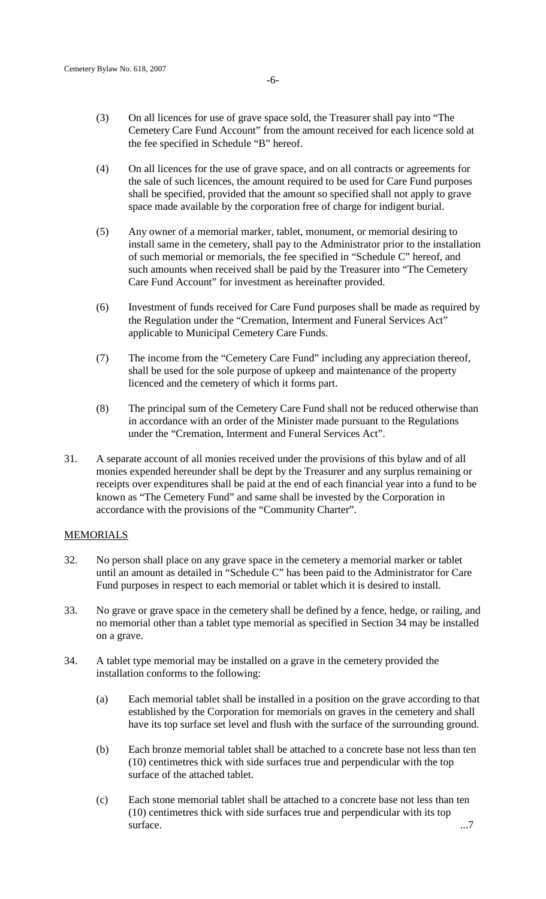(3) On all licences for use of grave space sold, the Treasurer shall pay into "The Cemetery Care Fund Account" from the amount received for each licence sold at the fee specified in Schedule "B" hereof.

(4) On all licences for the use of grave space, and on all contracts or agreements for the sale of such licences, the amount required to be used for Care Fund purposes shall be specified, provided that the amount so specified shall not apply to grave space made available by the corporation free of charge for indigent burial.

(5) Any owner of a memorial marker, tablet, monument, or memorial desiring to install same in the cemetery, shall pay to the Administrator prior to the installation of such memorial or memorials, the fee specified in "Schedule C" hereof, and such amounts when received shall be paid by the Treasurer into "The Cemetery Care Fund Account" for investment as hereinafter provided.

(6) Investment of funds received for Care Fund purposes shall be made as required by the Regulation under the "Cremation, Interment and Funeral Services Act" applicable to Municipal Cemetery Care Funds.

(7) The income from the "Cemetery Care Fund" including any appreciation thereof, shall be used for the sole purpose of upkeep and maintenance of the property licenced and the cemetery of which it forms part.

(8) The principal sum of the Cemetery Care Fund shall not be reduced otherwise than in accordance with an order of the Minister made pursuant to the Regulations under the "Cremation, Interment and Funeral Services Act".

31. A separate account of all monies received under the provisions of this bylaw and of all monies expended hereunder shall be dept by the Treasurer and any surplus remaining or receipts over expenditures shall be paid at the end of each financial year into a fund to be known as "The Cemetery Fund" and same shall be invested by the Corporation in accordance with the provisions of the "Community Charter".

## MEMORIALS

32. No person shall place on any grave space in the cemetery a memorial marker or tablet until an amount as detailed in "Schedule C" has been paid to the Administrator for Care Fund purposes in respect to each memorial or tablet which it is desired to install.

33. No grave or grave space in the cemetery shall be defined by a fence, hedge, or railing, and no memorial other than a tablet type memorial as specified in Section 34 may be installed on a grave.

34. A tablet type memorial may be installed on a grave in the cemetery provided the installation conforms to the following:

(a) Each memorial tablet shall be installed in a position on the grave according to that established by the Corporation for memorials on graves in the cemetery and shall have its top surface set level and flush with the surface of the surrounding ground.

(b) Each bronze memorial tablet shall be attached to a concrete base not less than ten (10) centimetres thick with side surfaces true and perpendicular with the top surface of the attached tablet.

(c) Each stone memorial tablet shall be attached to a concrete base not less than ten (10) centimetres thick with side surfaces true and perpendicular with its top surface.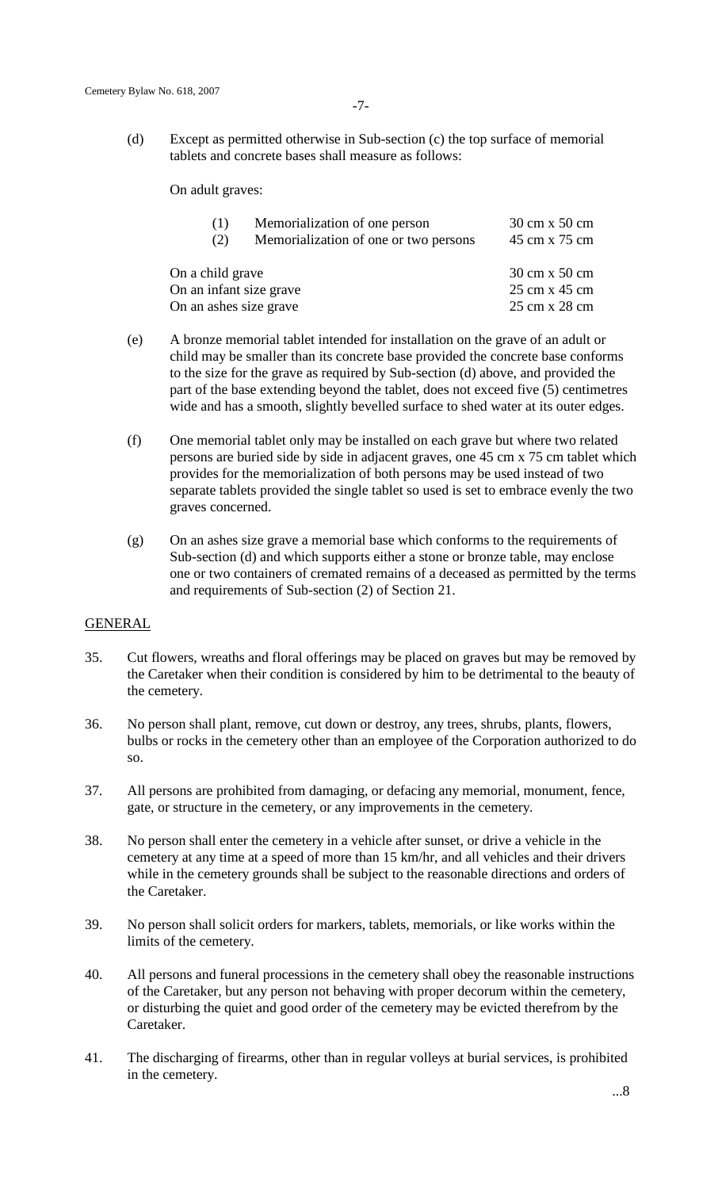(d) Except as permitted otherwise in Sub-section (c) the top surface of memorial tablets and concrete bases shall measure as follows:

On adult graves:

| | |
|---|---|
| (1) Memorialization of one person | 30 cm x 50 cm |
| (2) Memorialization of one or two persons | 45 cm x 75 cm |
| On a child grave | 30 cm x 50 cm |
| On an infant size grave | 25 cm x 45 cm |
| On an ashes size grave | 25 cm x 28 cm |

(e) A bronze memorial tablet intended for installation on the grave of an adult or child may be smaller than its concrete base provided the concrete base conforms to the size for the grave as required by Sub-section (d) above, and provided the part of the base extending beyond the tablet, does not exceed five (5) centimetres wide and has a smooth, slightly bevelled surface to shed water at its outer edges.

(f) One memorial tablet only may be installed on each grave but where two related persons are buried side by side in adjacent graves, one 45 cm x 75 cm tablet which provides for the memorialization of both persons may be used instead of two separate tablets provided the single tablet so used is set to embrace evenly the two graves concerned.

(g) On an ashes size grave a memorial base which conforms to the requirements of Sub-section (d) and which supports either a stone or bronze table, may enclose one or two containers of cremated remains of a deceased as permitted by the terms and requirements of Sub-section (2) of Section 21.

## GENERAL

35. Cut flowers, wreaths and floral offerings may be placed on graves but may be removed by the Caretaker when their condition is considered by him to be detrimental to the beauty of the cemetery.

36. No person shall plant, remove, cut down or destroy, any trees, shrubs, plants, flowers, bulbs or rocks in the cemetery other than an employee of the Corporation authorized to do so.

37. All persons are prohibited from damaging, or defacing any memorial, monument, fence, gate, or structure in the cemetery, or any improvements in the cemetery.

38. No person shall enter the cemetery in a vehicle after sunset, or drive a vehicle in the cemetery at any time at a speed of more than 15 km/hr, and all vehicles and their drivers while in the cemetery grounds shall be subject to the reasonable directions and orders of the Caretaker.

39. No person shall solicit orders for markers, tablets, memorials, or like works within the limits of the cemetery.

40. All persons and funeral processions in the cemetery shall obey the reasonable instructions of the Caretaker, but any person not behaving with proper decorum within the cemetery, or disturbing the quiet and good order of the cemetery may be evicted therefrom by the Caretaker.

41. The discharging of firearms, other than in regular volleys at burial services, is prohibited in the cemetery.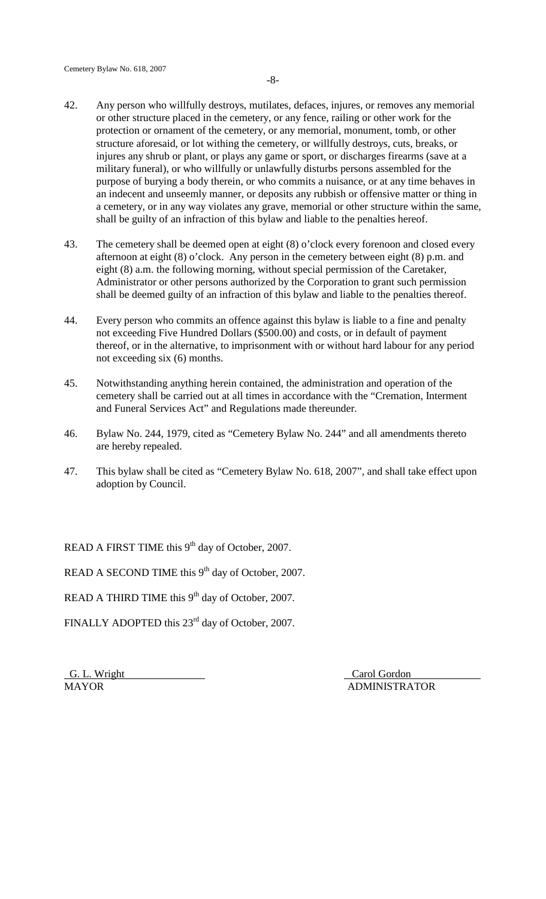42. Any person who willfully destroys, mutilates, defaces, injures, or removes any memorial or other structure placed in the cemetery, or any fence, railing or other work for the protection or ornament of the cemetery, or any memorial, monument, tomb, or other structure aforesaid, or lot withing the cemetery, or willfully destroys, cuts, breaks, or injures any shrub or plant, or plays any game or sport, or discharges firearms (save at a military funeral), or who willfully or unlawfully disturbs persons assembled for the purpose of burying a body therein, or who commits a nuisance, or at any time behaves in an indecent and unseemly manner, or deposits any rubbish or offensive matter or thing in a cemetery, or in any way violates any grave, memorial or other structure within the same, shall be guilty of an infraction of this bylaw and liable to the penalties hereof.

43. The cemetery shall be deemed open at eight (8) o'clock every forenoon and closed every afternoon at eight (8) o'clock. Any person in the cemetery between eight (8) p.m. and eight (8) a.m. the following morning, without special permission of the Caretaker, Administrator or other persons authorized by the Corporation to grant such permission shall be deemed guilty of an infraction of this bylaw and liable to the penalties thereof.

44. Every person who commits an offence against this bylaw is liable to a fine and penalty not exceeding Five Hundred Dollars ($500.00) and costs, or in default of payment thereof, or in the alternative, to imprisonment with or without hard labour for any period not exceeding six (6) months.

45. Notwithstanding anything herein contained, the administration and operation of the cemetery shall be carried out at all times in accordance with the "Cremation, Interment and Funeral Services Act" and Regulations made thereunder.

46. Bylaw No. 244, 1979, cited as "Cemetery Bylaw No. 244" and all amendments thereto are hereby repealed.

47. This bylaw shall be cited as "Cemetery Bylaw No. 618, 2007", and shall take effect upon adoption by Council.

READ A FIRST TIME this 9th day of October, 2007.

READ A SECOND TIME this 9th day of October, 2007.

READ A THIRD TIME this 9th day of October, 2007.

FINALLY ADOPTED this 23rd day of October, 2007.

| G. L. Wright | Carol Gordon |
|---|---|
| MAYOR | ADMINISTRATOR |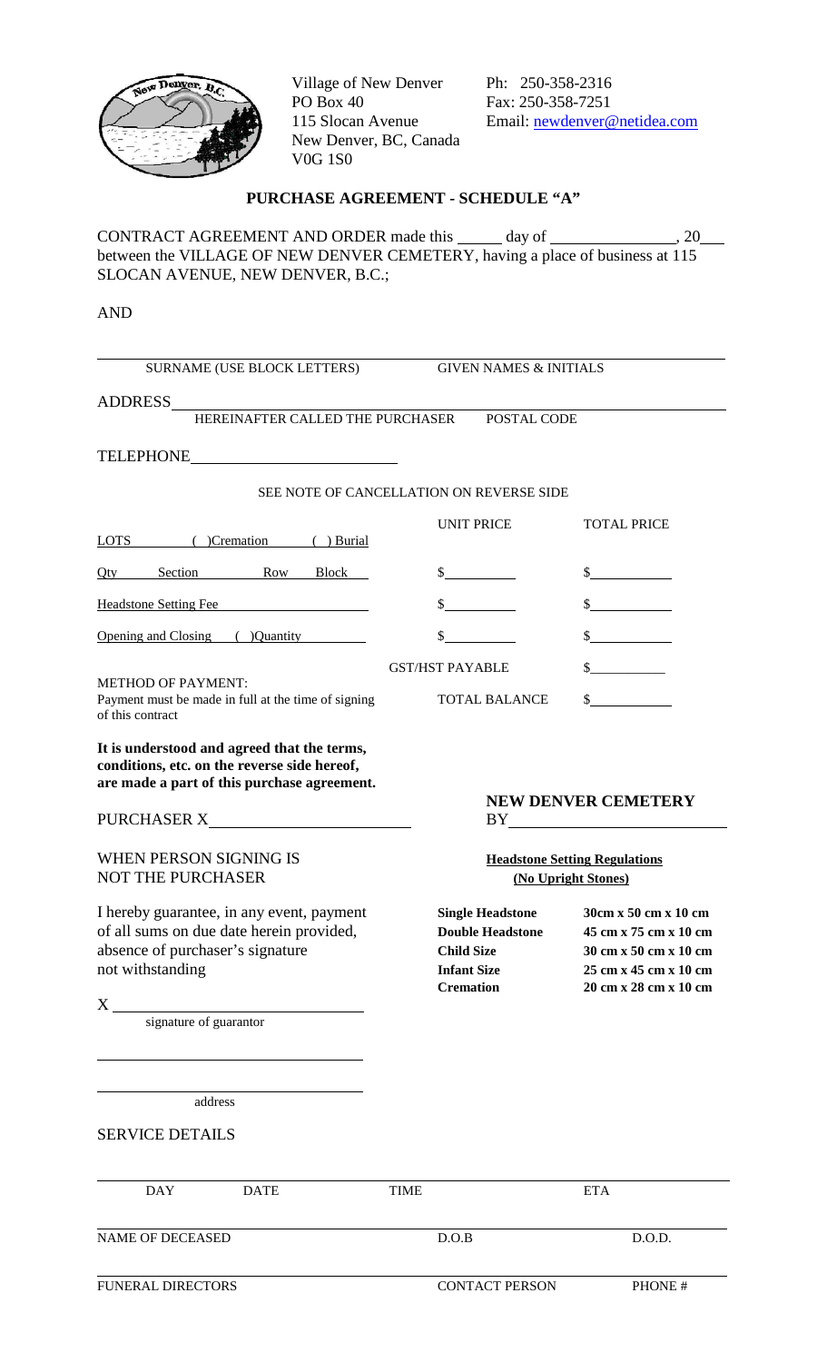Village of New Denver
PO Box 40
115 Slocan Avenue
New Denver, BC, Canada
V0G 1S0

Ph: 250-358-2316
Fax: 250-358-7251
Email: newdenver@netidea.com

## PURCHASE AGREEMENT - SCHEDULE "A"

CONTRACT AGREEMENT AND ORDER made this _____ day of _______________, 20___ between the VILLAGE OF NEW DENVER CEMETERY, having a place of business at 115 SLOCAN AVENUE, NEW DENVER, B.C.;

AND

_______________________________________________________________
SURNAME (USE BLOCK LETTERS) GIVEN NAMES & INITIALS

ADDRESS_______________________________________________________
HEREINAFTER CALLED THE PURCHASER POSTAL CODE

TELEPHONE___________________________

SEE NOTE OF CANCELLATION ON REVERSE SIDE

| | UNIT PRICE | TOTAL PRICE |
|---|---|---|
| LOTS ( )Cremation ( ) Burial | | |
| Qty Section Row Block | $________ | $________ |
| Headstone Setting Fee | $________ | $________ |
| Opening and Closing ( )Quantity | $________ | $________ |
| | GST/HST PAYABLE | $________ |
| METHOD OF PAYMENT: Payment must be made in full at the time of signing of this contract | TOTAL BALANCE | $________ |

**It is understood and agreed that the terms, conditions, etc. on the reverse side hereof, are made a part of this purchase agreement.**

PURCHASER X________________________

**NEW DENVER CEMETERY**

BY__________________________

WHEN PERSON SIGNING IS NOT THE PURCHASER

I hereby guarantee, in any event, payment of all sums on due date herein provided, absence of purchaser's signature not withstanding

X ________________________________
signature of guarantor

________________________________

________________________________
address

**Headstone Setting Regulations**
**(No Upright Stones)**

| | |
|---|---|
| **Single Headstone** | **30cm x 50 cm x 10 cm** |
| **Double Headstone** | **45 cm x 75 cm x 10 cm** |
| **Child Size** | **30 cm x 50 cm x 10 cm** |
| **Infant Size** | **25 cm x 45 cm x 10 cm** |
| **Cremation** | **20 cm x 28 cm x 10 cm** |

SERVICE DETAILS

| DAY | DATE | TIME | ETA |
|---|---|---|---|
| | | | |

| NAME OF DECEASED | D.O.B | D.O.D. |
|---|---|---|
| | | |

| FUNERAL DIRECTORS | CONTACT PERSON | PHONE # |
|---|---|---|
| | | |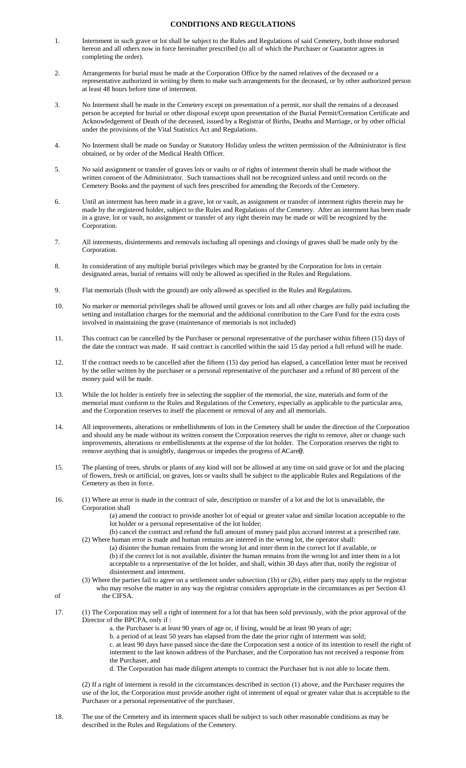# CONDITIONS AND REGULATIONS

1. Internment in such grave or lot shall be subject to the Rules and Regulations of said Cemetery, both those endorsed hereon and all others now in force hereinafter prescribed (to all of which the Purchaser or Guarantor agrees in completing the order).

2. Arrangements for burial must be made at the Corporation Office by the named relatives of the deceased or a representative authorized in writing by them to make such arrangements for the deceased, or by other authorized person at least 48 hours before time of interment.

3. No Interment shall be made in the Cemetery except on presentation of a permit, nor shall the remains of a deceased person be accepted for burial or other disposal except upon presentation of the Burial Permit/Cremation Certificate and Acknowledgement of Death of the deceased, issued by a Registrar of Births, Deaths and Marriage, or by other official under the provisions of the Vital Statistics Act and Regulations.

4. No Interment shall be made on Sunday or Statutory Holiday unless the written permission of the Administrator is first obtained, or by order of the Medical Health Officer.

5. No said assignment or transfer of graves lots or vaults or of rights of interment therein shall be made without the written consent of the Administrator. Such transactions shall not be recognized unless and until records on the Cemetery Books and the payment of such fees prescribed for amending the Records of the Cemetery.

6. Until an interment has been made in a grave, lot or vault, as assignment or transfer of interment rights therein may be made by the registered holder, subject to the Rules and Regulations of the Cemetery. After an interment has been made in a grave, lot or vault, no assignment or transfer of any right therein may be made or will be recognized by the Corporation.

7. All interments, disinterments and removals including all openings and closings of graves shall be made only by the Corporation.

8. In consideration of any multiple burial privileges which may be granted by the Corporation for lots in certain designated areas, burial of remains will only be allowed as specified in the Rules and Regulations.

9. Flat memorials (flush with the ground) are only allowed as specified in the Rules and Regulations.

10. No marker or memorial privileges shall be allowed until graves or lots and all other charges are fully paid including the setting and installation charges for the memorial and the additional contribution to the Care Fund for the extra costs involved in maintaining the grave (maintenance of memorials is not included)

11. This contract can be cancelled by the Purchaser or personal representative of the purchaser within fifteen (15) days of the date the contract was made. If said contract is cancelled within the said 15 day period a full refund will be made.

12. If the contract needs to be cancelled after the fifteen (15) day period has elapsed, a cancellation letter must be received by the seller written by the purchaser or a personal representative of the purchaser and a refund of 80 percent of the money paid will be made.

13. While the lot holder is entirely free in selecting the supplier of the memorial, the size, materials and form of the memorial must conform to the Rules and Regulations of the Cemetery, especially as applicable to the particular area, and the Corporation reserves to itself the placement or removal of any and all memorials.

14. All improvements, alterations or embellishments of lots in the Cemetery shall be under the direction of the Corporation and should any be made without its written consent the Corporation reserves the right to remove, alter or change such improvements, alterations or embellishments at the expense of the lot holder. The Corporation reserves the right to remove anything that is unsightly, dangerous or impedes the progress of ACare@.

15. The planting of trees, shrubs or plants of any kind will not be allowed at any time on said grave or lot and the placing of flowers, fresh or artificial, on graves, lots or vaults shall be subject to the applicable Rules and Regulations of the Cemetery as then in force.

16. (1) Where an error is made in the contract of sale, description or transfer of a lot and the lot is unavailable, the Corporation shall
    - (a) amend the contract to provide another lot of equal or greater value and similar location acceptable to the lot holder or a personal representative of the lot holder;
    - (b) cancel the contract and refund the full amount of money paid plus accrued interest at a prescribed rate.

    (2) Where human error is made and human remains are interred in the wrong lot, the operator shall:
    - (a) disinter the human remains from the wrong lot and inter them in the correct lot if available, or
    - (b) if the correct lot is not available, disinter the human remains from the wrong lot and inter them in a lot acceptable to a representative of the lot holder, and shall, within 30 days after that, notify the registrar of disinterment and interment.

    (3) Where the parties fail to agree on a settlement under subsection (1b) or (2b), either party may apply to the registrar who may resolve the matter in any way the registrar considers appropriate in the circumstances as per Section 43 of the CIFSA.

17. (1) The Corporation may sell a right of interment for a lot that has been sold previously, with the prior approval of the Director of the BPCPA, only if :
    - a. the Purchaser is at least 90 years of age or, if living, would be at least 90 years of age;
    - b. a period of at least 50 years has elapsed from the date the prior right of interment was sold;
    - c. at least 90 days have passed since the date the Corporation sent a notice of its intention to resell the right of interment to the last known address of the Purchaser, and the Corporation has not received a response from the Purchaser, and
    - d. The Corporation has made diligent attempts to contract the Purchaser but is not able to locate them.

    (2) If a right of interment is resold in the circumstances described in section (1) above, and the Purchaser requires the use of the lot, the Corporation must provide another right of interment of equal or greater value that is acceptable to the Purchaser or a personal representative of the purchaser.

18. The use of the Cemetery and its interment spaces shall be subject to such other reasonable conditions as may be described in the Rules and Regulations of the Cemetery.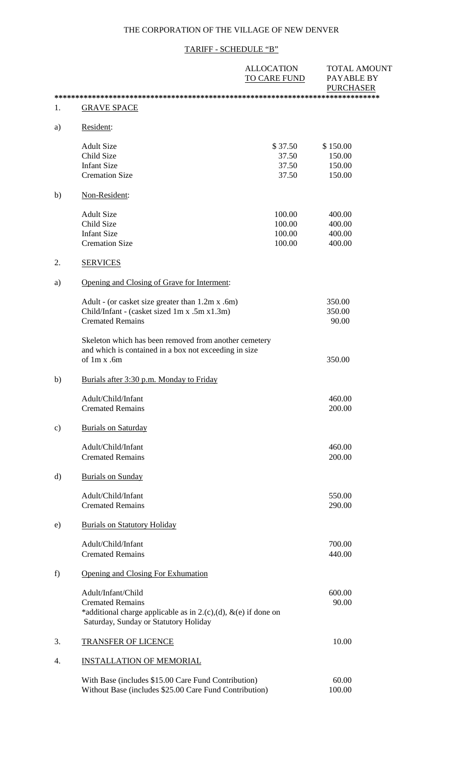THE CORPORATION OF THE VILLAGE OF NEW DENVER

TARIFF - SCHEDULE "B"

| | | ALLOCATION TO CARE FUND | TOTAL AMOUNT PAYABLE BY PURCHASER |
|---|---|---|---|
| 1. | **GRAVE SPACE** | | |
| a) | Resident: | | |
| | Adult Size | $ 37.50 | $ 150.00 |
| | Child Size | 37.50 | 150.00 |
| | Infant Size | 37.50 | 150.00 |
| | Cremation Size | 37.50 | 150.00 |
| b) | Non-Resident: | | |
| | Adult Size | 100.00 | 400.00 |
| | Child Size | 100.00 | 400.00 |
| | Infant Size | 100.00 | 400.00 |
| | Cremation Size | 100.00 | 400.00 |
| 2. | **SERVICES** | | |
| a) | Opening and Closing of Grave for Interment: | | |
| | Adult - (or casket size greater than 1.2m x .6m) | | 350.00 |
| | Child/Infant - (casket sized 1m x .5m x1.3m) | | 350.00 |
| | Cremated Remains | | 90.00 |
| | Skeleton which has been removed from another cemetery and which is contained in a box not exceeding in size of 1m x .6m | | 350.00 |
| b) | Burials after 3:30 p.m. Monday to Friday | | |
| | Adult/Child/Infant | | 460.00 |
| | Cremated Remains | | 200.00 |
| c) | Burials on Saturday | | |
| | Adult/Child/Infant | | 460.00 |
| | Cremated Remains | | 200.00 |
| d) | Burials on Sunday | | |
| | Adult/Child/Infant | | 550.00 |
| | Cremated Remains | | 290.00 |
| e) | Burials on Statutory Holiday | | |
| | Adult/Child/Infant | | 700.00 |
| | Cremated Remains | | 440.00 |
| f) | Opening and Closing For Exhumation | | |
| | Adult/Infant/Child | | 600.00 |
| | Cremated Remains | | 90.00 |
| | *additional charge applicable as in 2.(c),(d), &(e) if done on Saturday, Sunday or Statutory Holiday | | |
| 3. | **TRANSFER OF LICENCE** | | 10.00 |
| 4. | **INSTALLATION OF MEMORIAL** | | |
| | With Base (includes $15.00 Care Fund Contribution) | | 60.00 |
| | Without Base (includes $25.00 Care Fund Contribution) | | 100.00 |